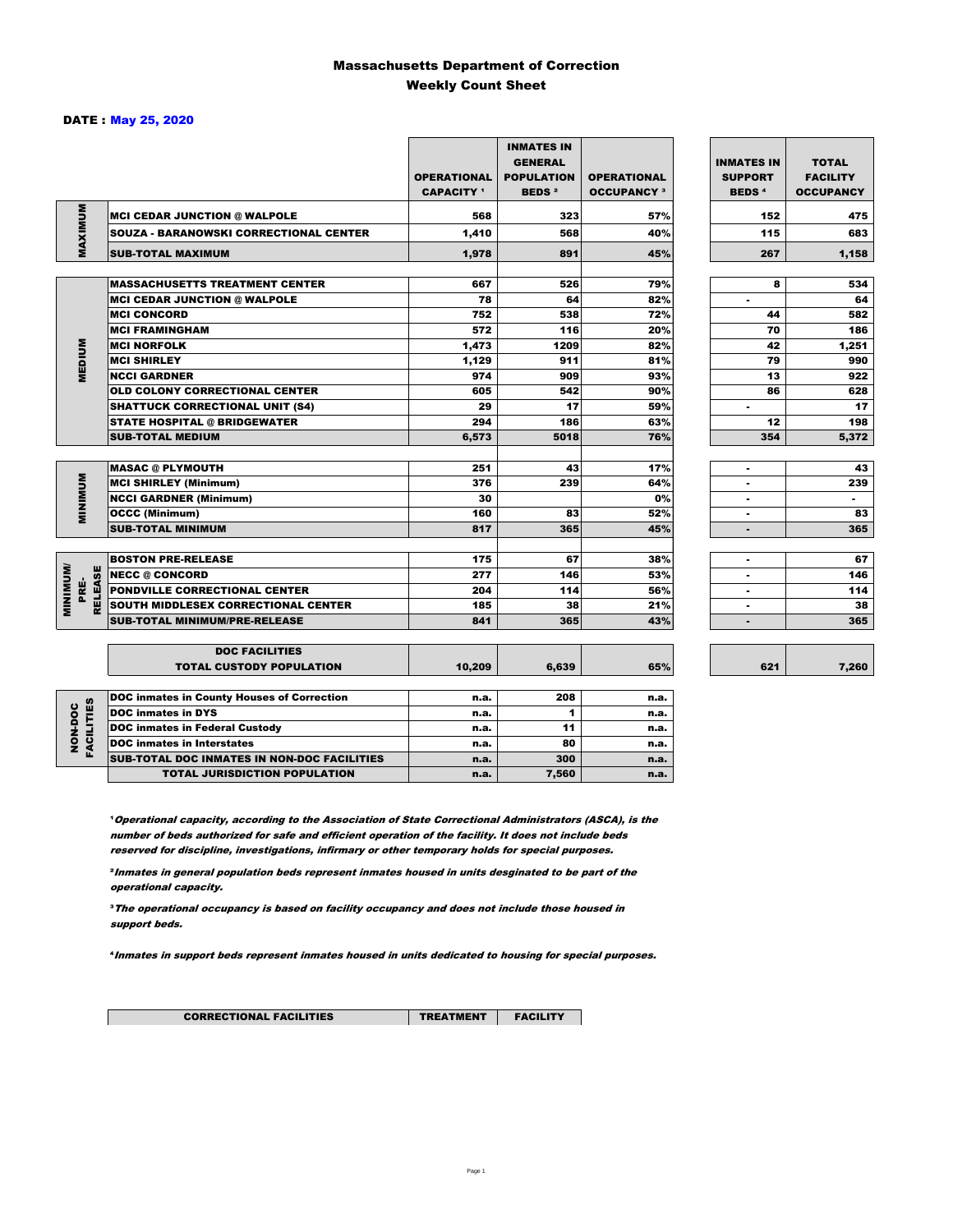# Massachusetts Department of Correction
## Weekly Count Sheet

**DATE : May 25, 2020**

| | | OPERATIONAL CAPACITY [1] | INMATES IN GENERAL POPULATION BEDS [2] | OPERATIONAL OCCUPANCY [3] | INMATES IN SUPPORT BEDS [4] | TOTAL FACILITY OCCUPANCY |
|---|---|---|---|---|---|---|
| MAXIMUM | MCI CEDAR JUNCTION @ WALPOLE | 568 | 323 | 57% | 152 | 475 |
| | SOUZA - BARANOWSKI CORRECTIONAL CENTER | 1,410 | 568 | 40% | 115 | 683 |
| | SUB-TOTAL MAXIMUM | 1,978 | 891 | 45% | 267 | 1,158 |
| MEDIUM | MASSACHUSETTS TREATMENT CENTER | 667 | 526 | 79% | 8 | 534 |
| | MCI CEDAR JUNCTION @ WALPOLE | 78 | 64 | 82% | - | 64 |
| | MCI CONCORD | 752 | 538 | 72% | 44 | 582 |
| | MCI FRAMINGHAM | 572 | 116 | 20% | 70 | 186 |
| | MCI NORFOLK | 1,473 | 1209 | 82% | 42 | 1,251 |
| | MCI SHIRLEY | 1,129 | 911 | 81% | 79 | 990 |
| | NCCI GARDNER | 974 | 909 | 93% | 13 | 922 |
| | OLD COLONY CORRECTIONAL CENTER | 605 | 542 | 90% | 86 | 628 |
| | SHATTUCK CORRECTIONAL UNIT (S4) | 29 | 17 | 59% | - | 17 |
| | STATE HOSPITAL @ BRIDGEWATER | 294 | 186 | 63% | 12 | 198 |
| | SUB-TOTAL MEDIUM | 6,573 | 5018 | 76% | 354 | 5,372 |
| MINIMUM | MASAC @ PLYMOUTH | 251 | 43 | 17% | - | 43 |
| | MCI SHIRLEY (Minimum) | 376 | 239 | 64% | - | 239 |
| | NCCI GARDNER (Minimum) | 30 | | 0% | - | - |
| | OCCC (Minimum) | 160 | 83 | 52% | - | 83 |
| | SUB-TOTAL MINIMUM | 817 | 365 | 45% | - | 365 |
| MINIMUM/ PRE-RELEASE | BOSTON PRE-RELEASE | 175 | 67 | 38% | - | 67 |
| | NECC @ CONCORD | 277 | 146 | 53% | - | 146 |
| | PONDVILLE CORRECTIONAL CENTER | 204 | 114 | 56% | - | 114 |
| | SOUTH MIDDLESEX CORRECTIONAL CENTER | 185 | 38 | 21% | - | 38 |
| | SUB-TOTAL MINIMUM/PRE-RELEASE | 841 | 365 | 43% | - | 365 |
| | DOC FACILITIES TOTAL CUSTODY POPULATION | 10,209 | 6,639 | 65% | 621 | 7,260 |
| NON-DOC FACILITIES | DOC inmates in County Houses of Correction | n.a. | 208 | n.a. | | |
| | DOC inmates in DYS | n.a. | 1 | n.a. | | |
| | DOC inmates in Federal Custody | n.a. | 11 | n.a. | | |
| | DOC inmates in Interstates | n.a. | 80 | n.a. | | |
| | SUB-TOTAL DOC INMATES IN NON-DOC FACILITIES | n.a. | 300 | n.a. | | |
| | TOTAL JURISDICTION POPULATION | n.a. | 7,560 | n.a. | | |

[1] *Operational capacity, according to the Association of State Correctional Administrators (ASCA), is the number of beds authorized for safe and efficient operation of the facility. It does not include beds reserved for discipline, investigations, infirmary or other temporary holds for special purposes.*

[2] *Inmates in general population beds represent inmates housed in units desginated to be part of the operational capacity.*

[3] *The operational occupancy is based on facility occupancy and does not include those housed in support beds.*

[4] *Inmates in support beds represent inmates housed in units dedicated to housing for special purposes.*

| CORRECTIONAL FACILITIES | TREATMENT | FACILITY |
|---|---|---|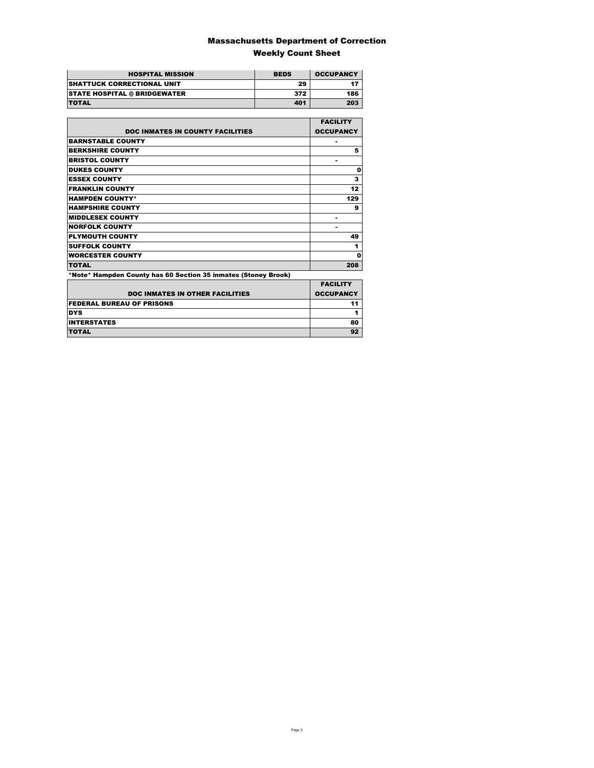# Massachusetts Department of Correction

## Weekly Count Sheet

| HOSPITAL MISSION | BEDS | OCCUPANCY |
|---|---|---|
| SHATTUCK CORRECTIONAL UNIT | 29 | 17 |
| STATE HOSPITAL @ BRIDGEWATER | 372 | 186 |
| TOTAL | 401 | 203 |

| DOC INMATES IN COUNTY FACILITIES | FACILITY OCCUPANCY |
|---|---|
| BARNSTABLE COUNTY | - |
| BERKSHIRE COUNTY | 5 |
| BRISTOL COUNTY | - |
| DUKES COUNTY | 0 |
| ESSEX COUNTY | 3 |
| FRANKLIN COUNTY | 12 |
| HAMPDEN COUNTY* | 129 |
| HAMPSHIRE COUNTY | 9 |
| MIDDLESEX COUNTY | - |
| NORFOLK COUNTY | - |
| PLYMOUTH COUNTY | 49 |
| SUFFOLK COUNTY | 1 |
| WORCESTER COUNTY | 0 |
| TOTAL | 208 |

*Note* Hampden County has 60 Section 35 inmates (Stoney Brook)

| DOC INMATES IN OTHER FACILITIES | FACILITY OCCUPANCY |
|---|---|
| FEDERAL BUREAU OF PRISONS | 11 |
| DYS | 1 |
| INTERSTATES | 80 |
| TOTAL | 92 |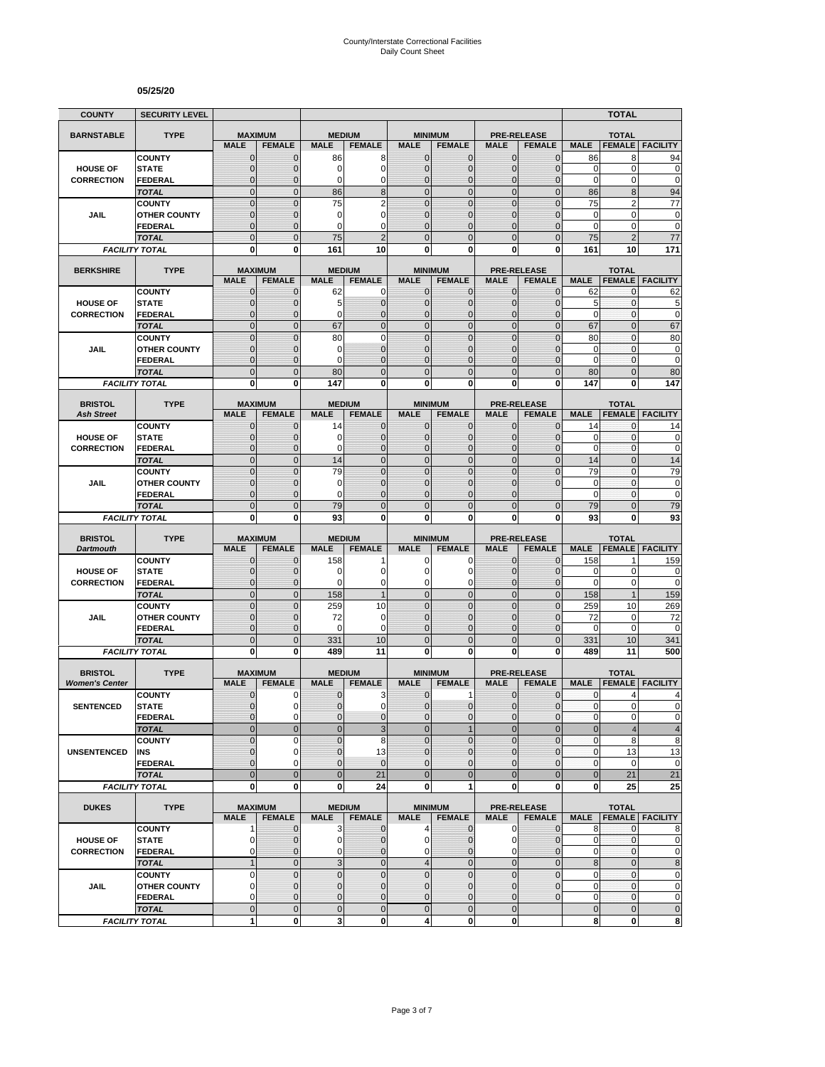County/Interstate Correctional Facilities
Daily Count Sheet

**05/25/20**

| COUNTY | SECURITY LEVEL | | | | | | | | | | TOTAL | |
|---|---|---|---|---|---|---|---|---|---|---|---|---|
| **BARNSTABLE** | **TYPE** | **MAXIMUM** | | **MEDIUM** | | **MINIMUM** | | **PRE-RELEASE** | | **TOTAL** | | |
| | | MALE | FEMALE | MALE | FEMALE | MALE | FEMALE | MALE | FEMALE | MALE | FEMALE | FACILITY |
| **HOUSE OF CORRECTION** | COUNTY | 0 | 0 | 86 | 8 | 0 | 0 | 0 | 0 | 86 | 8 | 94 |
| | STATE | 0 | 0 | 0 | 0 | 0 | 0 | 0 | 0 | 0 | 0 | 0 |
| | FEDERAL | 0 | 0 | 0 | 0 | 0 | 0 | 0 | 0 | 0 | 0 | 0 |
| | TOTAL | 0 | 0 | 86 | 8 | 0 | 0 | 0 | 0 | 86 | 8 | 94 |
| **JAIL** | COUNTY | 0 | 0 | 75 | 2 | 0 | 0 | 0 | 0 | 75 | 2 | 77 |
| | OTHER COUNTY | 0 | 0 | 0 | 0 | 0 | 0 | 0 | 0 | 0 | 0 | 0 |
| | FEDERAL | 0 | 0 | 0 | 0 | 0 | 0 | 0 | 0 | 0 | 0 | 0 |
| | TOTAL | 0 | 0 | 75 | 2 | 0 | 0 | 0 | 0 | 75 | 2 | 77 |
| **FACILITY TOTAL** | | 0 | 0 | 161 | 10 | 0 | 0 | 0 | 0 | 161 | 10 | 171 |
| **BERKSHIRE** | **TYPE** | **MAXIMUM** | | **MEDIUM** | | **MINIMUM** | | **PRE-RELEASE** | | **TOTAL** | | |
| | | MALE | FEMALE | MALE | FEMALE | MALE | FEMALE | MALE | FEMALE | MALE | FEMALE | FACILITY |
| **HOUSE OF CORRECTION** | COUNTY | 0 | 0 | 62 | 0 | 0 | 0 | 0 | 0 | 62 | 0 | 62 |
| | STATE | 0 | 0 | 5 | 0 | 0 | 0 | 0 | 0 | 5 | 0 | 5 |
| | FEDERAL | 0 | 0 | 0 | 0 | 0 | 0 | 0 | 0 | 0 | 0 | 0 |
| | TOTAL | 0 | 0 | 67 | 0 | 0 | 0 | 0 | 0 | 67 | 0 | 67 |
| **JAIL** | COUNTY | 0 | 0 | 80 | 0 | 0 | 0 | 0 | 0 | 80 | 0 | 80 |
| | OTHER COUNTY | 0 | 0 | 0 | 0 | 0 | 0 | 0 | 0 | 0 | 0 | 0 |
| | FEDERAL | 0 | 0 | 0 | 0 | 0 | 0 | 0 | 0 | 0 | 0 | 0 |
| | TOTAL | 0 | 0 | 80 | 0 | 0 | 0 | 0 | 0 | 80 | 0 | 80 |
| **FACILITY TOTAL** | | 0 | 0 | 147 | 0 | 0 | 0 | 0 | 0 | 147 | 0 | 147 |
| **BRISTOL** *Ash Street* | **TYPE** | **MAXIMUM** | | **MEDIUM** | | **MINIMUM** | | **PRE-RELEASE** | | **TOTAL** | | |
| | | MALE | FEMALE | MALE | FEMALE | MALE | FEMALE | MALE | FEMALE | MALE | FEMALE | FACILITY |
| **HOUSE OF CORRECTION** | COUNTY | 0 | 0 | 14 | 0 | 0 | 0 | 0 | 0 | 14 | 0 | 14 |
| | STATE | 0 | 0 | 0 | 0 | 0 | 0 | 0 | 0 | 0 | 0 | 0 |
| | FEDERAL | 0 | 0 | 0 | 0 | 0 | 0 | 0 | 0 | 0 | 0 | 0 |
| | TOTAL | 0 | 0 | 14 | 0 | 0 | 0 | 0 | 0 | 14 | 0 | 14 |
| **JAIL** | COUNTY | 0 | 0 | 79 | 0 | 0 | 0 | 0 | 0 | 79 | 0 | 79 |
| | OTHER COUNTY | 0 | 0 | 0 | 0 | 0 | 0 | 0 | 0 | 0 | 0 | 0 |
| | FEDERAL | 0 | 0 | 0 | 0 | 0 | 0 | 0 | | 0 | 0 | 0 |
| | TOTAL | 0 | 0 | 79 | 0 | 0 | 0 | 0 | 0 | 79 | 0 | 79 |
| **FACILITY TOTAL** | | 0 | 0 | 93 | 0 | 0 | 0 | 0 | 0 | 93 | 0 | 93 |
| **BRISTOL** *Dartmouth* | **TYPE** | **MAXIMUM** | | **MEDIUM** | | **MINIMUM** | | **PRE-RELEASE** | | **TOTAL** | | |
| | | MALE | FEMALE | MALE | FEMALE | MALE | FEMALE | MALE | FEMALE | MALE | FEMALE | FACILITY |
| **HOUSE OF CORRECTION** | COUNTY | 0 | 0 | 158 | 1 | 0 | 0 | 0 | 0 | 158 | 1 | 159 |
| | STATE | 0 | 0 | 0 | 0 | 0 | 0 | 0 | 0 | 0 | 0 | 0 |
| | FEDERAL | 0 | 0 | 0 | 0 | 0 | 0 | 0 | 0 | 0 | 0 | 0 |
| | TOTAL | 0 | 0 | 158 | 1 | 0 | 0 | 0 | 0 | 158 | 1 | 159 |
| **JAIL** | COUNTY | 0 | 0 | 259 | 10 | 0 | 0 | 0 | 0 | 259 | 10 | 269 |
| | OTHER COUNTY | 0 | 0 | 72 | 0 | 0 | 0 | 0 | 0 | 72 | 0 | 72 |
| | FEDERAL | 0 | 0 | 0 | 0 | 0 | 0 | 0 | 0 | 0 | 0 | 0 |
| | TOTAL | 0 | 0 | 331 | 10 | 0 | 0 | 0 | 0 | 331 | 10 | 341 |
| **FACILITY TOTAL** | | 0 | 0 | 489 | 11 | 0 | 0 | 0 | 0 | 489 | 11 | 500 |
| **BRISTOL** *Women's Center* | **TYPE** | **MAXIMUM** | | **MEDIUM** | | **MINIMUM** | | **PRE-RELEASE** | | **TOTAL** | | |
| | | MALE | FEMALE | MALE | FEMALE | MALE | FEMALE | MALE | FEMALE | MALE | FEMALE | FACILITY |
| **SENTENCED** | COUNTY | 0 | 0 | 0 | 3 | 0 | 1 | 0 | 0 | 0 | 4 | 4 |
| | STATE | 0 | 0 | 0 | 0 | 0 | 0 | 0 | 0 | 0 | 0 | 0 |
| | FEDERAL | 0 | 0 | 0 | 0 | 0 | 0 | 0 | 0 | 0 | 0 | 0 |
| | TOTAL | 0 | 0 | 0 | 3 | 0 | 1 | 0 | 0 | 0 | 4 | 4 |
| **UNSENTENCED** | COUNTY | 0 | 0 | 0 | 8 | 0 | 0 | 0 | 0 | 0 | 8 | 8 |
| | INS | 0 | 0 | 0 | 13 | 0 | 0 | 0 | 0 | 0 | 13 | 13 |
| | FEDERAL | 0 | 0 | 0 | 0 | 0 | 0 | 0 | 0 | 0 | 0 | 0 |
| | TOTAL | 0 | 0 | 0 | 21 | 0 | 0 | 0 | 0 | 0 | 21 | 21 |
| **FACILITY TOTAL** | | 0 | 0 | 0 | 24 | 0 | 1 | 0 | 0 | 0 | 25 | 25 |
| **DUKES** | **TYPE** | **MAXIMUM** | | **MEDIUM** | | **MINIMUM** | | **PRE-RELEASE** | | **TOTAL** | | |
| | | MALE | FEMALE | MALE | FEMALE | MALE | FEMALE | MALE | FEMALE | MALE | FEMALE | FACILITY |
| **HOUSE OF CORRECTION** | COUNTY | 1 | 0 | 3 | 0 | 4 | 0 | 0 | 0 | 8 | 0 | 8 |
| | STATE | 0 | 0 | 0 | 0 | 0 | 0 | 0 | 0 | 0 | 0 | 0 |
| | FEDERAL | 0 | 0 | 0 | 0 | 0 | 0 | 0 | 0 | 0 | 0 | 0 |
| | TOTAL | 1 | 0 | 3 | 0 | 4 | 0 | 0 | 0 | 8 | 0 | 8 |
| **JAIL** | COUNTY | 0 | 0 | 0 | 0 | 0 | 0 | 0 | 0 | 0 | 0 | 0 |
| | OTHER COUNTY | 0 | 0 | 0 | 0 | 0 | 0 | 0 | 0 | 0 | 0 | 0 |
| | FEDERAL | 0 | 0 | 0 | 0 | 0 | 0 | 0 | 0 | 0 | 0 | 0 |
| | TOTAL | 0 | 0 | 0 | 0 | 0 | 0 | 0 | | 0 | 0 | 0 |
| **FACILITY TOTAL** | | 1 | 0 | 3 | 0 | 4 | 0 | 0 | | 8 | 0 | 8 |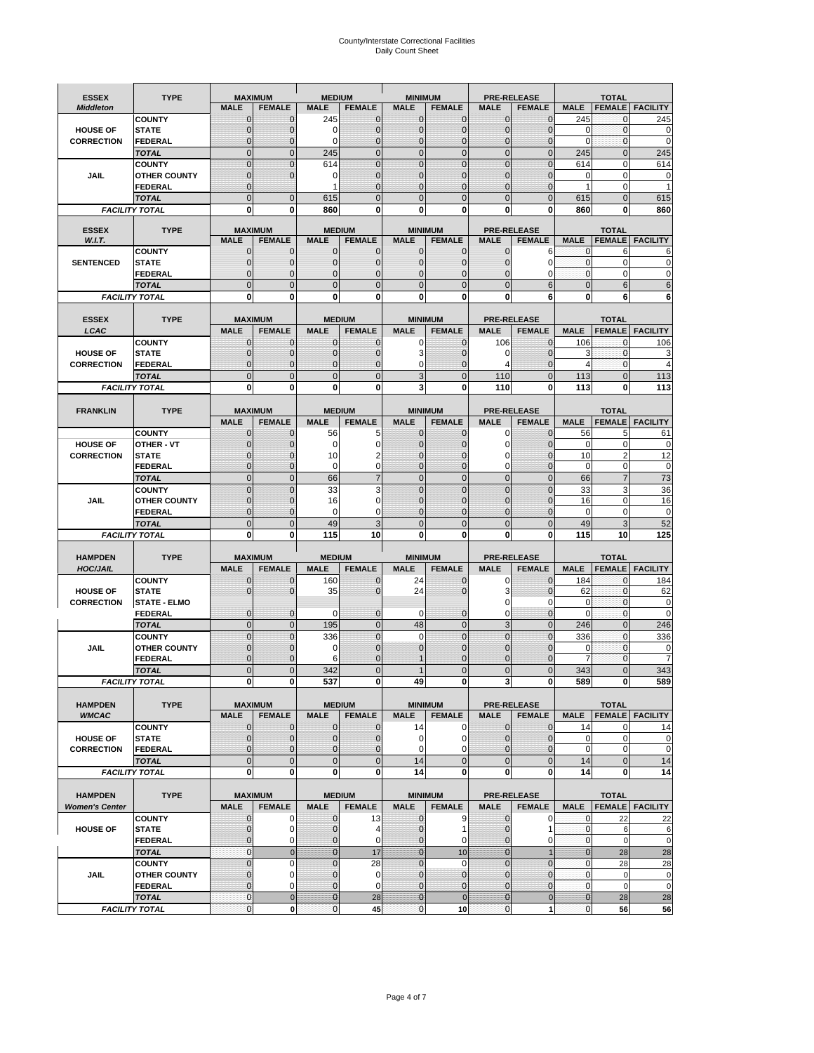# County/Interstate Correctional Facilities
Daily Count Sheet

| ESSEX *Middleton* | TYPE | MAXIMUM | | MEDIUM | | MINIMUM | | PRE-RELEASE | | TOTAL | | |
|---|---|---|---|---|---|---|---|---|---|---|---|---|
| | | MALE | FEMALE | MALE | FEMALE | MALE | FEMALE | MALE | FEMALE | MALE | FEMALE | FACILITY |
| | COUNTY | 0 | 0 | 245 | 0 | 0 | 0 | 0 | 0 | 245 | 0 | 245 |
| HOUSE OF | STATE | 0 | 0 | 0 | 0 | 0 | 0 | 0 | 0 | 0 | 0 | 0 |
| CORRECTION | FEDERAL | 0 | 0 | 0 | 0 | 0 | 0 | 0 | 0 | 0 | 0 | 0 |
| | TOTAL | 0 | 0 | 245 | 0 | 0 | 0 | 0 | 0 | 245 | 0 | 245 |
| | COUNTY | 0 | 0 | 614 | 0 | 0 | 0 | 0 | 0 | 614 | 0 | 614 |
| JAIL | OTHER COUNTY | 0 | 0 | 0 | 0 | 0 | 0 | 0 | 0 | 0 | 0 | 0 |
| | FEDERAL | 0 | | 1 | 0 | 0 | 0 | 0 | 0 | 1 | 0 | 1 |
| | TOTAL | 0 | 0 | 615 | 0 | 0 | 0 | 0 | 0 | 615 | 0 | 615 |
| FACILITY TOTAL | | 0 | 0 | 860 | 0 | 0 | 0 | 0 | 0 | 860 | 0 | 860 |

| ESSEX *W.I.T.* | TYPE | MAXIMUM | | MEDIUM | | MINIMUM | | PRE-RELEASE | | TOTAL | | |
|---|---|---|---|---|---|---|---|---|---|---|---|---|
| | | MALE | FEMALE | MALE | FEMALE | MALE | FEMALE | MALE | FEMALE | MALE | FEMALE | FACILITY |
| | COUNTY | 0 | 0 | 0 | 0 | 0 | 0 | 0 | 6 | 0 | 6 | 6 |
| SENTENCED | STATE | 0 | 0 | 0 | 0 | 0 | 0 | 0 | 0 | 0 | 0 | 0 |
| | FEDERAL | 0 | 0 | 0 | 0 | 0 | 0 | 0 | 0 | 0 | 0 | 0 |
| | TOTAL | 0 | 0 | 0 | 0 | 0 | 0 | 0 | 6 | 0 | 6 | 6 |
| FACILITY TOTAL | | 0 | 0 | 0 | 0 | 0 | 0 | 0 | 6 | 0 | 6 | 6 |

| ESSEX *LCAC* | TYPE | MAXIMUM | | MEDIUM | | MINIMUM | | PRE-RELEASE | | TOTAL | | |
|---|---|---|---|---|---|---|---|---|---|---|---|---|
| | | MALE | FEMALE | MALE | FEMALE | MALE | FEMALE | MALE | FEMALE | MALE | FEMALE | FACILITY |
| | COUNTY | 0 | 0 | 0 | 0 | 0 | 0 | 106 | 0 | 106 | 0 | 106 |
| HOUSE OF | STATE | 0 | 0 | 0 | 0 | 3 | 0 | 0 | 0 | 3 | 0 | 3 |
| CORRECTION | FEDERAL | 0 | 0 | 0 | 0 | 0 | 0 | 4 | 0 | 4 | 0 | 4 |
| | TOTAL | 0 | 0 | 0 | 0 | 3 | 0 | 110 | 0 | 113 | 0 | 113 |
| FACILITY TOTAL | | 0 | 0 | 0 | 0 | 3 | 0 | 110 | 0 | 113 | 0 | 113 |

| FRANKLIN | TYPE | MAXIMUM | | MEDIUM | | MINIMUM | | PRE-RELEASE | | TOTAL | | |
|---|---|---|---|---|---|---|---|---|---|---|---|---|
| | | MALE | FEMALE | MALE | FEMALE | MALE | FEMALE | MALE | FEMALE | MALE | FEMALE | FACILITY |
| | COUNTY | 0 | 0 | 56 | 5 | 0 | 0 | 0 | 0 | 56 | 5 | 61 |
| HOUSE OF | OTHER - VT | 0 | 0 | 0 | 0 | 0 | 0 | 0 | 0 | 0 | 0 | 0 |
| CORRECTION | STATE | 0 | 0 | 10 | 2 | 0 | 0 | 0 | 0 | 10 | 2 | 12 |
| | FEDERAL | 0 | 0 | 0 | 0 | 0 | 0 | 0 | 0 | 0 | 0 | 0 |
| | TOTAL | 0 | 0 | 66 | 7 | 0 | 0 | 0 | 0 | 66 | 7 | 73 |
| | COUNTY | 0 | 0 | 33 | 3 | 0 | 0 | 0 | 0 | 33 | 3 | 36 |
| JAIL | OTHER COUNTY | 0 | 0 | 16 | 0 | 0 | 0 | 0 | 0 | 16 | 0 | 16 |
| | FEDERAL | 0 | 0 | 0 | 0 | 0 | 0 | 0 | 0 | 0 | 0 | 0 |
| | TOTAL | 0 | 0 | 49 | 3 | 0 | 0 | 0 | 0 | 49 | 3 | 52 |
| FACILITY TOTAL | | 0 | 0 | 115 | 10 | 0 | 0 | 0 | 0 | 115 | 10 | 125 |

| HAMPDEN *HOC/JAIL* | TYPE | MAXIMUM | | MEDIUM | | MINIMUM | | PRE-RELEASE | | TOTAL | | |
|---|---|---|---|---|---|---|---|---|---|---|---|---|
| | | MALE | FEMALE | MALE | FEMALE | MALE | FEMALE | MALE | FEMALE | MALE | FEMALE | FACILITY |
| | COUNTY | 0 | 0 | 160 | 0 | 24 | 0 | 0 | 0 | 184 | 0 | 184 |
| HOUSE OF | STATE | 0 | 0 | 35 | 0 | 24 | 0 | 3 | 0 | 62 | 0 | 62 |
| CORRECTION | STATE - ELMO | | | | | | | 0 | 0 | 0 | 0 | 0 |
| | FEDERAL | 0 | 0 | 0 | 0 | 0 | 0 | 0 | 0 | 0 | 0 | 0 |
| | TOTAL | 0 | 0 | 195 | 0 | 48 | 0 | 3 | 0 | 246 | 0 | 246 |
| | COUNTY | 0 | 0 | 336 | 0 | 0 | 0 | 0 | 0 | 336 | 0 | 336 |
| JAIL | OTHER COUNTY | 0 | 0 | 0 | 0 | 0 | 0 | 0 | 0 | 0 | 0 | 0 |
| | FEDERAL | 0 | 0 | 6 | 0 | 1 | 0 | 0 | 0 | 7 | 0 | 7 |
| | TOTAL | 0 | 0 | 342 | 0 | 1 | 0 | 0 | 0 | 343 | 0 | 343 |
| FACILITY TOTAL | | 0 | 0 | 537 | 0 | 49 | 0 | 3 | 0 | 589 | 0 | 589 |

| HAMPDEN *WMCAC* | TYPE | MAXIMUM | | MEDIUM | | MINIMUM | | PRE-RELEASE | | TOTAL | | |
|---|---|---|---|---|---|---|---|---|---|---|---|---|
| | | MALE | FEMALE | MALE | FEMALE | MALE | FEMALE | MALE | FEMALE | MALE | FEMALE | FACILITY |
| | COUNTY | 0 | 0 | 0 | 0 | 14 | 0 | 0 | 0 | 14 | 0 | 14 |
| HOUSE OF | STATE | 0 | 0 | 0 | 0 | 0 | 0 | 0 | 0 | 0 | 0 | 0 |
| CORRECTION | FEDERAL | 0 | 0 | 0 | 0 | 0 | 0 | 0 | 0 | 0 | 0 | 0 |
| | TOTAL | 0 | 0 | 0 | 0 | 14 | 0 | 0 | 0 | 14 | 0 | 14 |
| FACILITY TOTAL | | 0 | 0 | 0 | 0 | 14 | 0 | 0 | 0 | 14 | 0 | 14 |

| HAMPDEN *Women's Center* | TYPE | MAXIMUM | | MEDIUM | | MINIMUM | | PRE-RELEASE | | TOTAL | | |
|---|---|---|---|---|---|---|---|---|---|---|---|---|
| | | MALE | FEMALE | MALE | FEMALE | MALE | FEMALE | MALE | FEMALE | MALE | FEMALE | FACILITY |
| | COUNTY | 0 | 0 | 0 | 13 | 0 | 9 | 0 | 0 | 0 | 22 | 22 |
| HOUSE OF | STATE | 0 | 0 | 0 | 4 | 0 | 1 | 0 | 1 | 0 | 6 | 6 |
| | FEDERAL | 0 | 0 | 0 | 0 | 0 | 0 | 0 | 0 | 0 | 0 | 0 |
| | TOTAL | 0 | 0 | 0 | 17 | 0 | 10 | 0 | 1 | 0 | 28 | 28 |
| | COUNTY | 0 | 0 | 0 | 28 | 0 | 0 | 0 | 0 | 0 | 28 | 28 |
| JAIL | OTHER COUNTY | 0 | 0 | 0 | 0 | 0 | 0 | 0 | 0 | 0 | 0 | 0 |
| | FEDERAL | 0 | 0 | 0 | 0 | 0 | 0 | 0 | 0 | 0 | 0 | 0 |
| | TOTAL | 0 | 0 | 0 | 28 | 0 | 0 | 0 | 0 | 0 | 28 | 28 |
| FACILITY TOTAL | | 0 | 0 | 0 | 45 | 0 | 10 | 0 | 1 | 0 | 56 | 56 |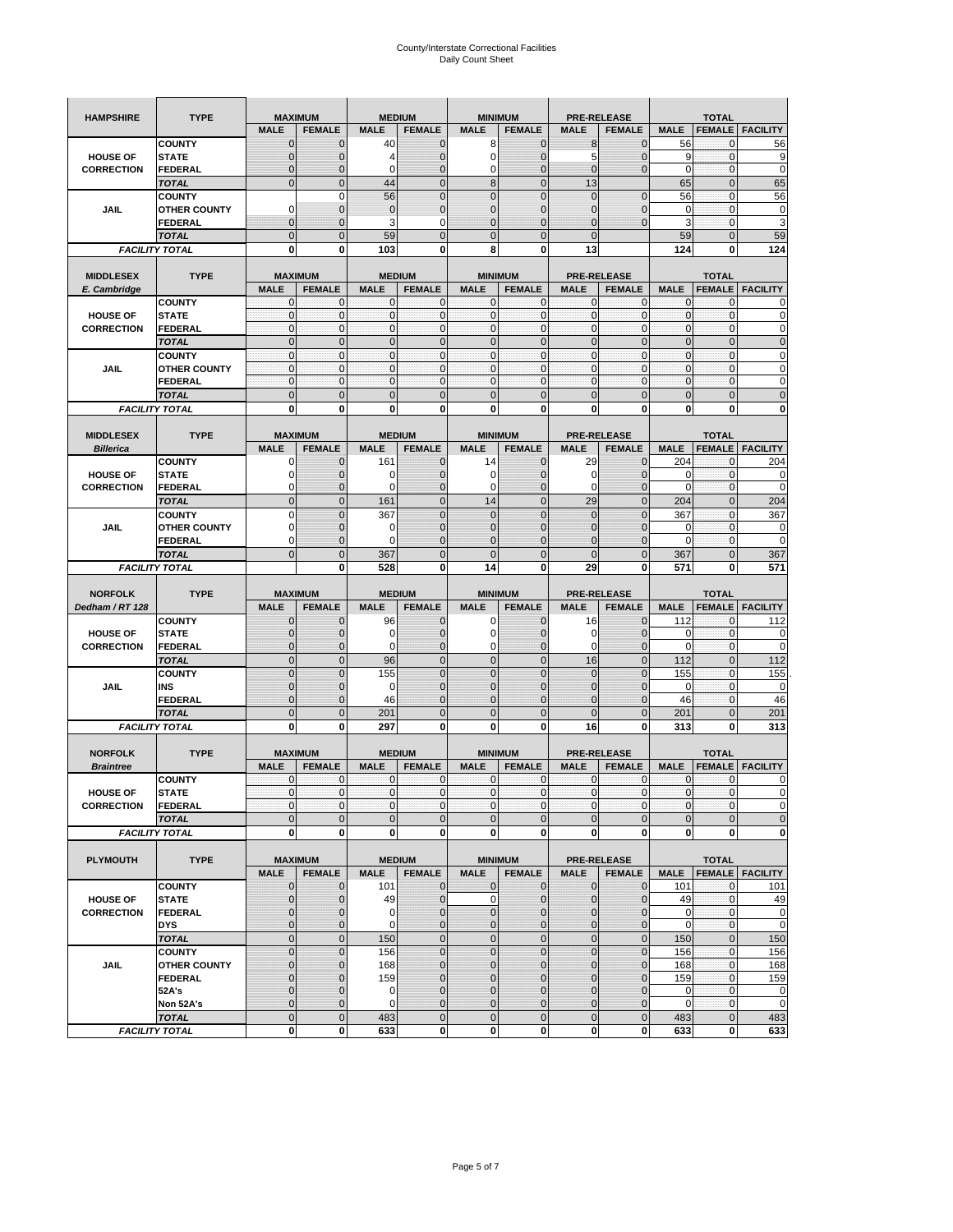# County/Interstate Correctional Facilities
## Daily Count Sheet

| HAMPSHIRE | TYPE | MAXIMUM | | MEDIUM | | MINIMUM | | PRE-RELEASE | | TOTAL | | |
|---|---|---|---|---|---|---|---|---|---|---|---|---|
| | | MALE | FEMALE | MALE | FEMALE | MALE | FEMALE | MALE | FEMALE | MALE | FEMALE | FACILITY |
| HOUSE OF CORRECTION | COUNTY | 0 | 0 | 40 | 0 | 8 | 0 | 8 | 0 | 56 | 0 | 56 |
| | STATE | 0 | 0 | 4 | 0 | 0 | 0 | 5 | 0 | 9 | 0 | 9 |
| | FEDERAL | 0 | 0 | 0 | 0 | 0 | 0 | 0 | 0 | 0 | 0 | 0 |
| | TOTAL | 0 | 0 | 44 | 0 | 8 | 0 | 13 | | 65 | 0 | 65 |
| JAIL | COUNTY | | 0 | 56 | 0 | 0 | 0 | 0 | 0 | 56 | 0 | 56 |
| | OTHER COUNTY | 0 | 0 | 0 | 0 | 0 | 0 | 0 | 0 | 0 | 0 | 0 |
| | FEDERAL | 0 | 0 | 3 | 0 | 0 | 0 | 0 | 0 | 3 | 0 | 3 |
| | TOTAL | 0 | 0 | 59 | 0 | 0 | 0 | 0 | | 59 | 0 | 59 |
| FACILITY TOTAL | | 0 | 0 | 103 | 0 | 8 | 0 | 13 | | 124 | 0 | 124 |

| MIDDLESEX E. Cambridge | TYPE | MAXIMUM | | MEDIUM | | MINIMUM | | PRE-RELEASE | | TOTAL | | |
|---|---|---|---|---|---|---|---|---|---|---|---|---|
| | | MALE | FEMALE | MALE | FEMALE | MALE | FEMALE | MALE | FEMALE | MALE | FEMALE | FACILITY |
| HOUSE OF CORRECTION | COUNTY | 0 | 0 | 0 | 0 | 0 | 0 | 0 | 0 | 0 | 0 | 0 |
| | STATE | 0 | 0 | 0 | 0 | 0 | 0 | 0 | 0 | 0 | 0 | 0 |
| | FEDERAL | 0 | 0 | 0 | 0 | 0 | 0 | 0 | 0 | 0 | 0 | 0 |
| | TOTAL | 0 | 0 | 0 | 0 | 0 | 0 | 0 | 0 | 0 | 0 | 0 |
| JAIL | COUNTY | 0 | 0 | 0 | 0 | 0 | 0 | 0 | 0 | 0 | 0 | 0 |
| | OTHER COUNTY | 0 | 0 | 0 | 0 | 0 | 0 | 0 | 0 | 0 | 0 | 0 |
| | FEDERAL | 0 | 0 | 0 | 0 | 0 | 0 | 0 | 0 | 0 | 0 | 0 |
| | TOTAL | 0 | 0 | 0 | 0 | 0 | 0 | 0 | 0 | 0 | 0 | 0 |
| FACILITY TOTAL | | 0 | 0 | 0 | 0 | 0 | 0 | 0 | 0 | 0 | 0 | 0 |

| MIDDLESEX Billerica | TYPE | MAXIMUM | | MEDIUM | | MINIMUM | | PRE-RELEASE | | TOTAL | | |
|---|---|---|---|---|---|---|---|---|---|---|---|---|
| | | MALE | FEMALE | MALE | FEMALE | MALE | FEMALE | MALE | FEMALE | MALE | FEMALE | FACILITY |
| HOUSE OF CORRECTION | COUNTY | 0 | 0 | 161 | 0 | 14 | 0 | 29 | 0 | 204 | 0 | 204 |
| | STATE | 0 | 0 | 0 | 0 | 0 | 0 | 0 | 0 | 0 | 0 | 0 |
| | FEDERAL | 0 | 0 | 0 | 0 | 0 | 0 | 0 | 0 | 0 | 0 | 0 |
| | TOTAL | 0 | 0 | 161 | 0 | 14 | 0 | 29 | 0 | 204 | 0 | 204 |
| JAIL | COUNTY | 0 | 0 | 367 | 0 | 0 | 0 | 0 | 0 | 367 | 0 | 367 |
| | OTHER COUNTY | 0 | 0 | 0 | 0 | 0 | 0 | 0 | 0 | 0 | 0 | 0 |
| | FEDERAL | 0 | 0 | 0 | 0 | 0 | 0 | 0 | 0 | 0 | 0 | 0 |
| | TOTAL | 0 | 0 | 367 | 0 | 0 | 0 | 0 | 0 | 367 | 0 | 367 |
| FACILITY TOTAL | | | 0 | 528 | 0 | 14 | 0 | 29 | 0 | 571 | 0 | 571 |

| NORFOLK Dedham / RT 128 | TYPE | MAXIMUM | | MEDIUM | | MINIMUM | | PRE-RELEASE | | TOTAL | | |
|---|---|---|---|---|---|---|---|---|---|---|---|---|
| | | MALE | FEMALE | MALE | FEMALE | MALE | FEMALE | MALE | FEMALE | MALE | FEMALE | FACILITY |
| HOUSE OF CORRECTION | COUNTY | 0 | 0 | 96 | 0 | 0 | 0 | 16 | 0 | 112 | 0 | 112 |
| | STATE | 0 | 0 | 0 | 0 | 0 | 0 | 0 | 0 | 0 | 0 | 0 |
| | FEDERAL | 0 | 0 | 0 | 0 | 0 | 0 | 0 | 0 | 0 | 0 | 0 |
| | TOTAL | 0 | 0 | 96 | 0 | 0 | 0 | 16 | 0 | 112 | 0 | 112 |
| JAIL | COUNTY | 0 | 0 | 155 | 0 | 0 | 0 | 0 | 0 | 155 | 0 | 155 |
| | INS | 0 | 0 | 0 | 0 | 0 | 0 | 0 | 0 | 0 | 0 | 0 |
| | FEDERAL | 0 | 0 | 46 | 0 | 0 | 0 | 0 | 0 | 46 | 0 | 46 |
| | TOTAL | 0 | 0 | 201 | 0 | 0 | 0 | 0 | 0 | 201 | 0 | 201 |
| FACILITY TOTAL | | 0 | 0 | 297 | 0 | 0 | 0 | 16 | 0 | 313 | 0 | 313 |

| NORFOLK Braintree | TYPE | MAXIMUM | | MEDIUM | | MINIMUM | | PRE-RELEASE | | TOTAL | | |
|---|---|---|---|---|---|---|---|---|---|---|---|---|
| | | MALE | FEMALE | MALE | FEMALE | MALE | FEMALE | MALE | FEMALE | MALE | FEMALE | FACILITY |
| HOUSE OF CORRECTION | COUNTY | 0 | 0 | 0 | 0 | 0 | 0 | 0 | 0 | 0 | 0 | 0 |
| | STATE | 0 | 0 | 0 | 0 | 0 | 0 | 0 | 0 | 0 | 0 | 0 |
| | FEDERAL | 0 | 0 | 0 | 0 | 0 | 0 | 0 | 0 | 0 | 0 | 0 |
| | TOTAL | 0 | 0 | 0 | 0 | 0 | 0 | 0 | 0 | 0 | 0 | 0 |
| FACILITY TOTAL | | 0 | 0 | 0 | 0 | 0 | 0 | 0 | 0 | 0 | 0 | 0 |

| PLYMOUTH | TYPE | MAXIMUM | | MEDIUM | | MINIMUM | | PRE-RELEASE | | TOTAL | | |
|---|---|---|---|---|---|---|---|---|---|---|---|---|
| | | MALE | FEMALE | MALE | FEMALE | MALE | FEMALE | MALE | FEMALE | MALE | FEMALE | FACILITY |
| HOUSE OF CORRECTION | COUNTY | 0 | 0 | 101 | 0 | 0 | 0 | 0 | 0 | 101 | 0 | 101 |
| | STATE | 0 | 0 | 49 | 0 | 0 | 0 | 0 | 0 | 49 | 0 | 49 |
| | FEDERAL | 0 | 0 | 0 | 0 | 0 | 0 | 0 | 0 | 0 | 0 | 0 |
| | DYS | 0 | 0 | 0 | 0 | 0 | 0 | 0 | 0 | 0 | 0 | 0 |
| | TOTAL | 0 | 0 | 150 | 0 | 0 | 0 | 0 | 0 | 150 | 0 | 150 |
| JAIL | COUNTY | 0 | 0 | 156 | 0 | 0 | 0 | 0 | 0 | 156 | 0 | 156 |
| | OTHER COUNTY | 0 | 0 | 168 | 0 | 0 | 0 | 0 | 0 | 168 | 0 | 168 |
| | FEDERAL | 0 | 0 | 159 | 0 | 0 | 0 | 0 | 0 | 159 | 0 | 159 |
| | 52A's | 0 | 0 | 0 | 0 | 0 | 0 | 0 | 0 | 0 | 0 | 0 |
| | Non 52A's | 0 | 0 | 0 | 0 | 0 | 0 | 0 | 0 | 0 | 0 | 0 |
| | TOTAL | 0 | 0 | 483 | 0 | 0 | 0 | 0 | 0 | 483 | 0 | 483 |
| FACILITY TOTAL | | 0 | 0 | 633 | 0 | 0 | 0 | 0 | 0 | 633 | 0 | 633 |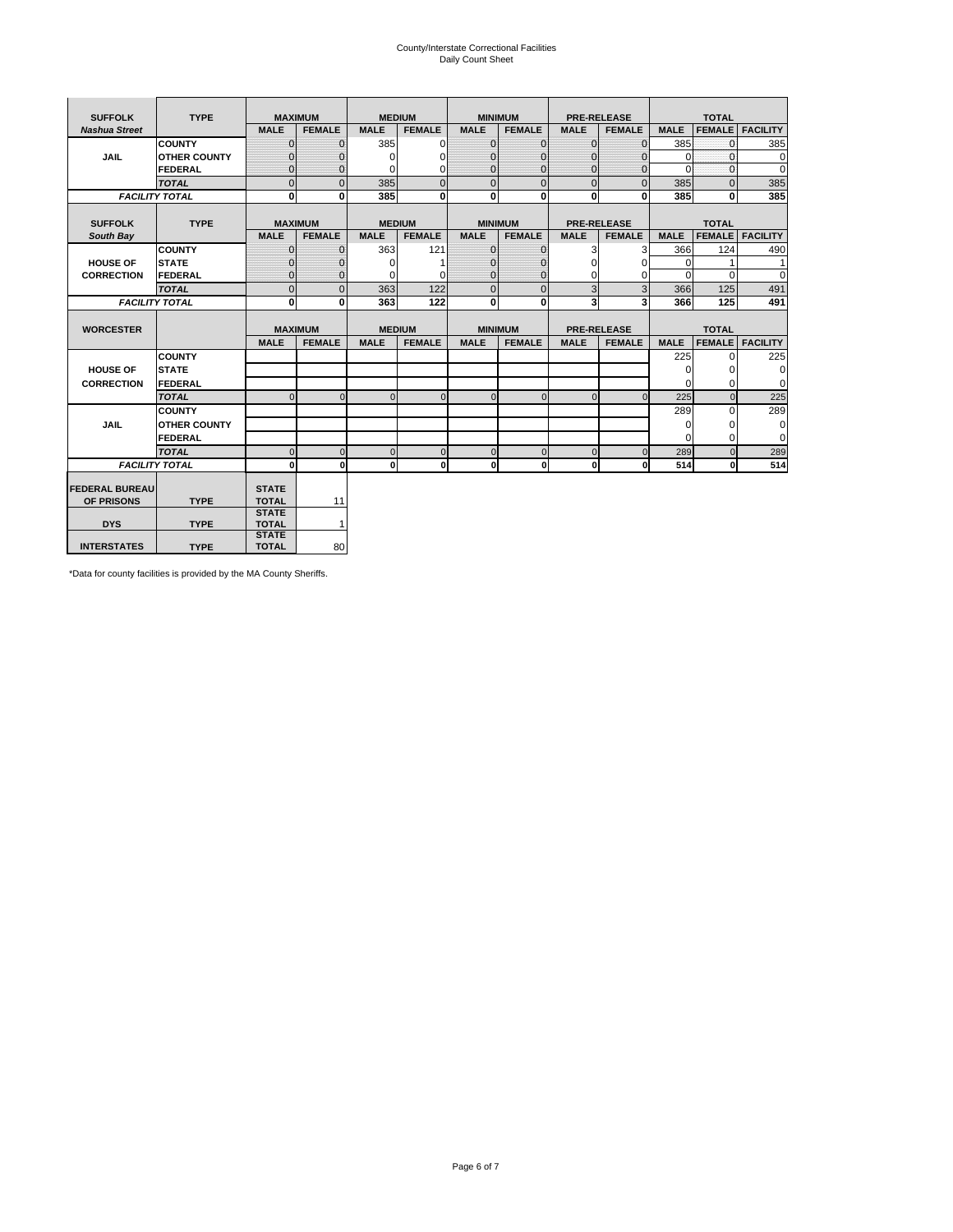County/Interstate Correctional Facilities
Daily Count Sheet

| SUFFOLK | TYPE | MAXIMUM | | MEDIUM | | MINIMUM | | PRE-RELEASE | | TOTAL | | |
|---|---|---|---|---|---|---|---|---|---|---|---|---|
| *Nashua Street* | | MALE | FEMALE | MALE | FEMALE | MALE | FEMALE | MALE | FEMALE | MALE | FEMALE | FACILITY |
| JAIL | COUNTY | 0 | 0 | 385 | 0 | 0 | 0 | 0 | 0 | 385 | 0 | 385 |
| | OTHER COUNTY | 0 | 0 | 0 | 0 | 0 | 0 | 0 | 0 | 0 | 0 | 0 |
| | FEDERAL | 0 | 0 | 0 | 0 | 0 | 0 | 0 | 0 | 0 | 0 | 0 |
| | *TOTAL* | 0 | 0 | 385 | 0 | 0 | 0 | 0 | 0 | 385 | 0 | 385 |
| *FACILITY TOTAL* | | 0 | 0 | 385 | 0 | 0 | 0 | 0 | 0 | 385 | 0 | 385 |

| SUFFOLK | TYPE | MAXIMUM | | MEDIUM | | MINIMUM | | PRE-RELEASE | | TOTAL | | |
|---|---|---|---|---|---|---|---|---|---|---|---|---|
| *South Bay* | | MALE | FEMALE | MALE | FEMALE | MALE | FEMALE | MALE | FEMALE | MALE | FEMALE | FACILITY |
| HOUSE OF CORRECTION | COUNTY | 0 | 0 | 363 | 121 | 0 | 0 | 3 | 3 | 366 | 124 | 490 |
| | STATE | 0 | 0 | 0 | 1 | 0 | 0 | 0 | 0 | 0 | 1 | 1 |
| | FEDERAL | 0 | 0 | 0 | 0 | 0 | 0 | 0 | 0 | 0 | 0 | 0 |
| | *TOTAL* | 0 | 0 | 363 | 122 | 0 | 0 | 3 | 3 | 366 | 125 | 491 |
| *FACILITY TOTAL* | | 0 | 0 | 363 | 122 | 0 | 0 | 3 | 3 | 366 | 125 | 491 |

| WORCESTER | | MAXIMUM | | MEDIUM | | MINIMUM | | PRE-RELEASE | | TOTAL | | |
|---|---|---|---|---|---|---|---|---|---|---|---|---|
| | | MALE | FEMALE | MALE | FEMALE | MALE | FEMALE | MALE | FEMALE | MALE | FEMALE | FACILITY |
| HOUSE OF CORRECTION | COUNTY | | | | | | | | | 225 | 0 | 225 |
| | STATE | | | | | | | | | 0 | 0 | 0 |
| | FEDERAL | | | | | | | | | 0 | 0 | 0 |
| | *TOTAL* | 0 | 0 | 0 | 0 | 0 | 0 | 0 | 0 | 225 | 0 | 225 |
| JAIL | COUNTY | | | | | | | | | 289 | 0 | 289 |
| | OTHER COUNTY | | | | | | | | | 0 | 0 | 0 |
| | FEDERAL | | | | | | | | | 0 | 0 | 0 |
| | *TOTAL* | 0 | 0 | 0 | 0 | 0 | 0 | 0 | 0 | 289 | 0 | 289 |
| *FACILITY TOTAL* | | 0 | 0 | 0 | 0 | 0 | 0 | 0 | 0 | 514 | 0 | 514 |

| | | | |
|---|---|---|---|
| FEDERAL BUREAU OF PRISONS | TYPE | STATE TOTAL | 11 |
| DYS | TYPE | STATE TOTAL | 1 |
| INTERSTATES | TYPE | STATE TOTAL | 80 |

*Data for county facilities is provided by the MA County Sheriffs.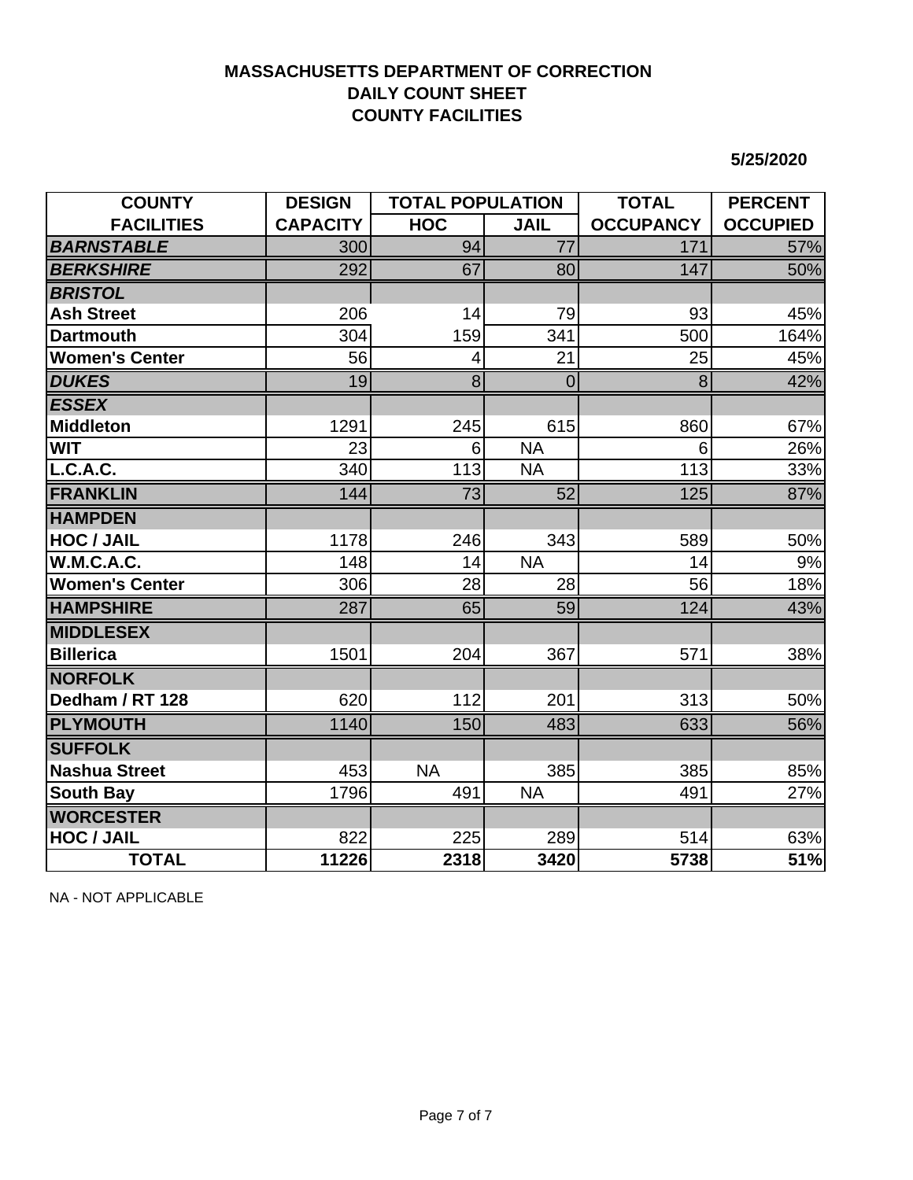# MASSACHUSETTS DEPARTMENT OF CORRECTION
## DAILY COUNT SHEET
## COUNTY FACILITIES

**5/25/2020**

| COUNTY FACILITIES | DESIGN CAPACITY | TOTAL POPULATION | | TOTAL OCCUPANCY | PERCENT OCCUPIED |
|---|---|---|---|---|---|
| | | HOC | JAIL | | |
| ***BARNSTABLE*** | 300 | 94 | 77 | 171 | 57% |
| ***BERKSHIRE*** | 292 | 67 | 80 | 147 | 50% |
| ***BRISTOL*** | | | | | |
| **Ash Street** | 206 | 14 | 79 | 93 | 45% |
| **Dartmouth** | 304 | 159 | 341 | 500 | 164% |
| **Women's Center** | 56 | 4 | 21 | 25 | 45% |
| ***DUKES*** | 19 | 8 | 0 | 8 | 42% |
| ***ESSEX*** | | | | | |
| **Middleton** | 1291 | 245 | 615 | 860 | 67% |
| **WIT** | 23 | 6 | NA | 6 | 26% |
| **L.C.A.C.** | 340 | 113 | NA | 113 | 33% |
| **FRANKLIN** | 144 | 73 | 52 | 125 | 87% |
| **HAMPDEN** | | | | | |
| **HOC / JAIL** | 1178 | 246 | 343 | 589 | 50% |
| **W.M.C.A.C.** | 148 | 14 | NA | 14 | 9% |
| **Women's Center** | 306 | 28 | 28 | 56 | 18% |
| **HAMPSHIRE** | 287 | 65 | 59 | 124 | 43% |
| **MIDDLESEX** | | | | | |
| **Billerica** | 1501 | 204 | 367 | 571 | 38% |
| **NORFOLK** | | | | | |
| **Dedham / RT 128** | 620 | 112 | 201 | 313 | 50% |
| **PLYMOUTH** | 1140 | 150 | 483 | 633 | 56% |
| **SUFFOLK** | | | | | |
| **Nashua Street** | 453 | NA | 385 | 385 | 85% |
| **South Bay** | 1796 | 491 | NA | 491 | 27% |
| **WORCESTER** | | | | | |
| **HOC / JAIL** | 822 | 225 | 289 | 514 | 63% |
| **TOTAL** | **11226** | **2318** | **3420** | **5738** | **51%** |

NA - NOT APPLICABLE